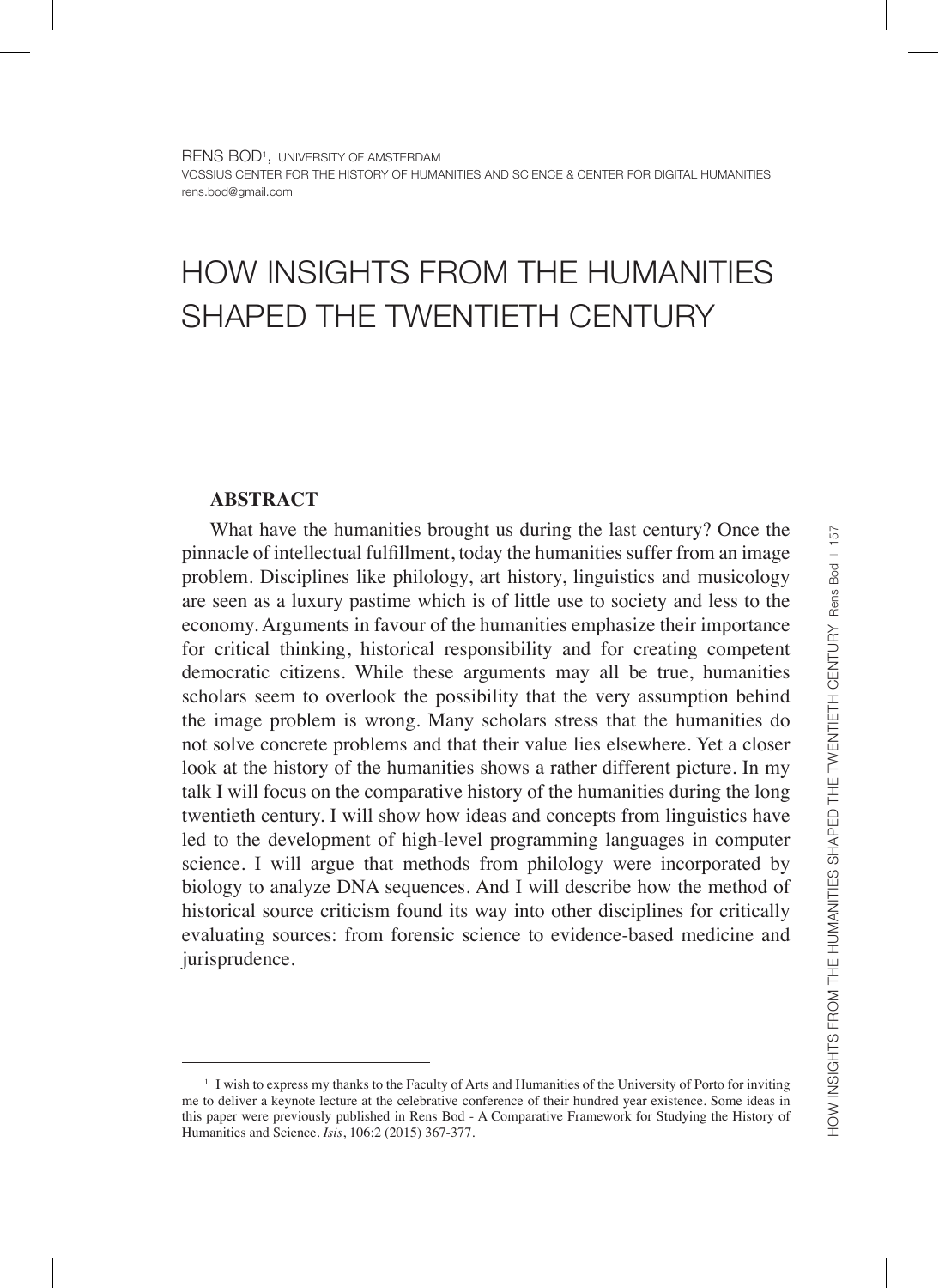RENS BOD[1], UNIVERSITY OF AMSTERDAM
VOSSIUS CENTER FOR THE HISTORY OF HUMANITIES AND SCIENCE & CENTER FOR DIGITAL HUMANITIES
rens.bod@gmail.com

# HOW INSIGHTS FROM THE HUMANITIES SHAPED THE TWENTIETH CENTURY

## ABSTRACT

What have the humanities brought us during the last century? Once the pinnacle of intellectual fulfillment, today the humanities suffer from an image problem. Disciplines like philology, art history, linguistics and musicology are seen as a luxury pastime which is of little use to society and less to the economy. Arguments in favour of the humanities emphasize their importance for critical thinking, historical responsibility and for creating competent democratic citizens. While these arguments may all be true, humanities scholars seem to overlook the possibility that the very assumption behind the image problem is wrong. Many scholars stress that the humanities do not solve concrete problems and that their value lies elsewhere. Yet a closer look at the history of the humanities shows a rather different picture. In my talk I will focus on the comparative history of the humanities during the long twentieth century. I will show how ideas and concepts from linguistics have led to the development of high-level programming languages in computer science. I will argue that methods from philology were incorporated by biology to analyze DNA sequences. And I will describe how the method of historical source criticism found its way into other disciplines for critically evaluating sources: from forensic science to evidence-based medicine and jurisprudence.

---

[1] I wish to express my thanks to the Faculty of Arts and Humanities of the University of Porto for inviting me to deliver a keynote lecture at the celebrative conference of their hundred year existence. Some ideas in this paper were previously published in Rens Bod - A Comparative Framework for Studying the History of Humanities and Science. *Isis*, 106:2 (2015) 367-377.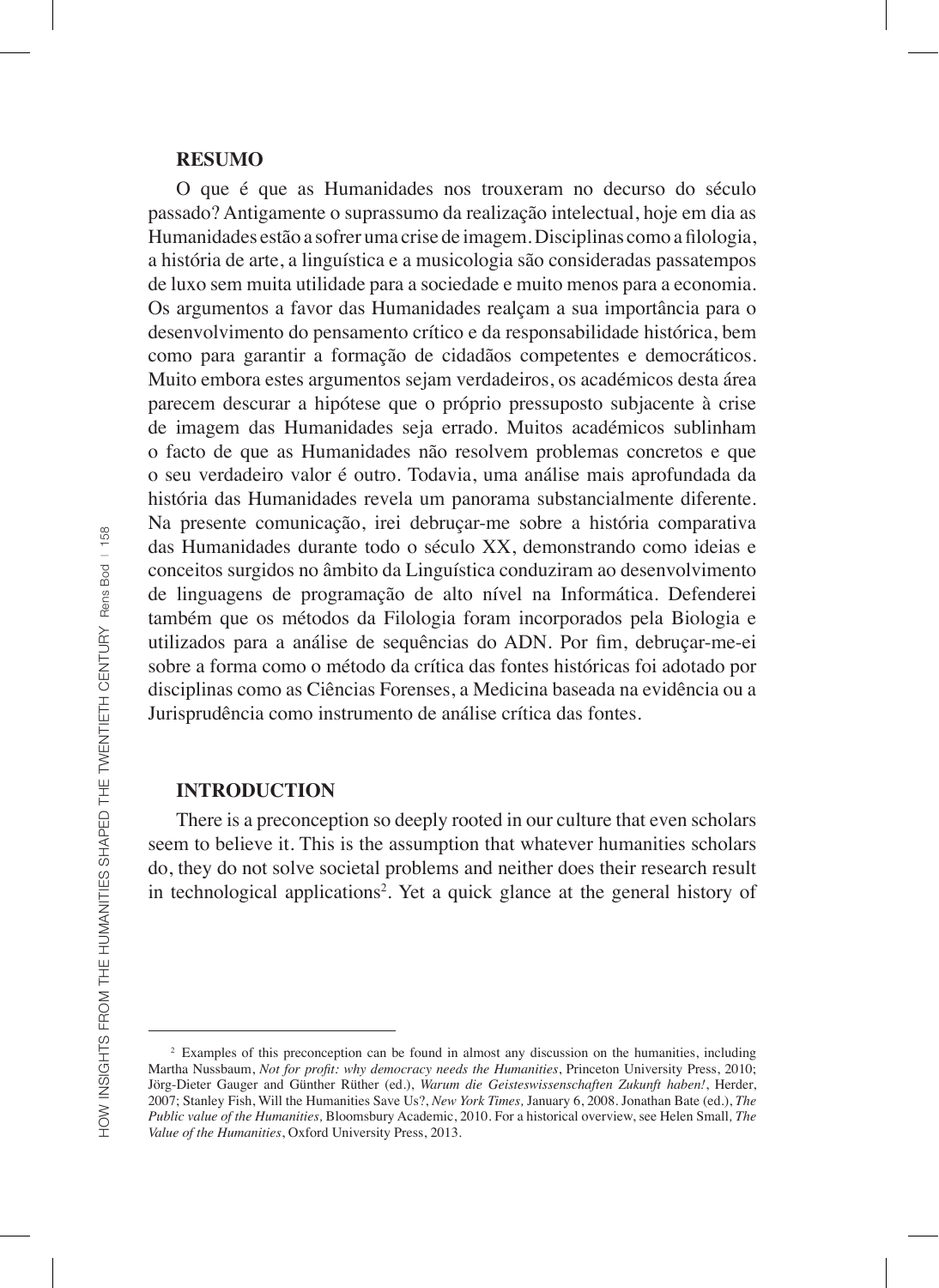## RESUMO

O que é que as Humanidades nos trouxeram no decurso do século passado? Antigamente o suprassumo da realização intelectual, hoje em dia as Humanidades estão a sofrer uma crise de imagem. Disciplinas como a filologia, a história de arte, a linguística e a musicologia são consideradas passatempos de luxo sem muita utilidade para a sociedade e muito menos para a economia. Os argumentos a favor das Humanidades realçam a sua importância para o desenvolvimento do pensamento crítico e da responsabilidade histórica, bem como para garantir a formação de cidadãos competentes e democráticos. Muito embora estes argumentos sejam verdadeiros, os académicos desta área parecem descurar a hipótese que o próprio pressuposto subjacente à crise de imagem das Humanidades seja errado. Muitos académicos sublinham o facto de que as Humanidades não resolvem problemas concretos e que o seu verdadeiro valor é outro. Todavia, uma análise mais aprofundada da história das Humanidades revela um panorama substancialmente diferente. Na presente comunicação, irei debruçar-me sobre a história comparativa das Humanidades durante todo o século XX, demonstrando como ideias e conceitos surgidos no âmbito da Linguística conduziram ao desenvolvimento de linguagens de programação de alto nível na Informática. Defenderei também que os métodos da Filologia foram incorporados pela Biologia e utilizados para a análise de sequências do ADN. Por fim, debruçar-me-ei sobre a forma como o método da crítica das fontes históricas foi adotado por disciplinas como as Ciências Forenses, a Medicina baseada na evidência ou a Jurisprudência como instrumento de análise crítica das fontes.

## INTRODUCTION

There is a preconception so deeply rooted in our culture that even scholars seem to believe it. This is the assumption that whatever humanities scholars do, they do not solve societal problems and neither does their research result in technological applications[2]. Yet a quick glance at the general history of

---

[2] Examples of this preconception can be found in almost any discussion on the humanities, including Martha Nussbaum, *Not for profit: why democracy needs the Humanities*, Princeton University Press, 2010; Jörg-Dieter Gauger and Günther Rüther (ed.), *Warum die Geisteswissenschaften Zukunft haben!*, Herder, 2007; Stanley Fish, Will the Humanities Save Us?, *New York Times,* January 6, 2008. Jonathan Bate (ed.), *The Public value of the Humanities,* Bloomsbury Academic, 2010. For a historical overview, see Helen Small, *The Value of the Humanities*, Oxford University Press, 2013.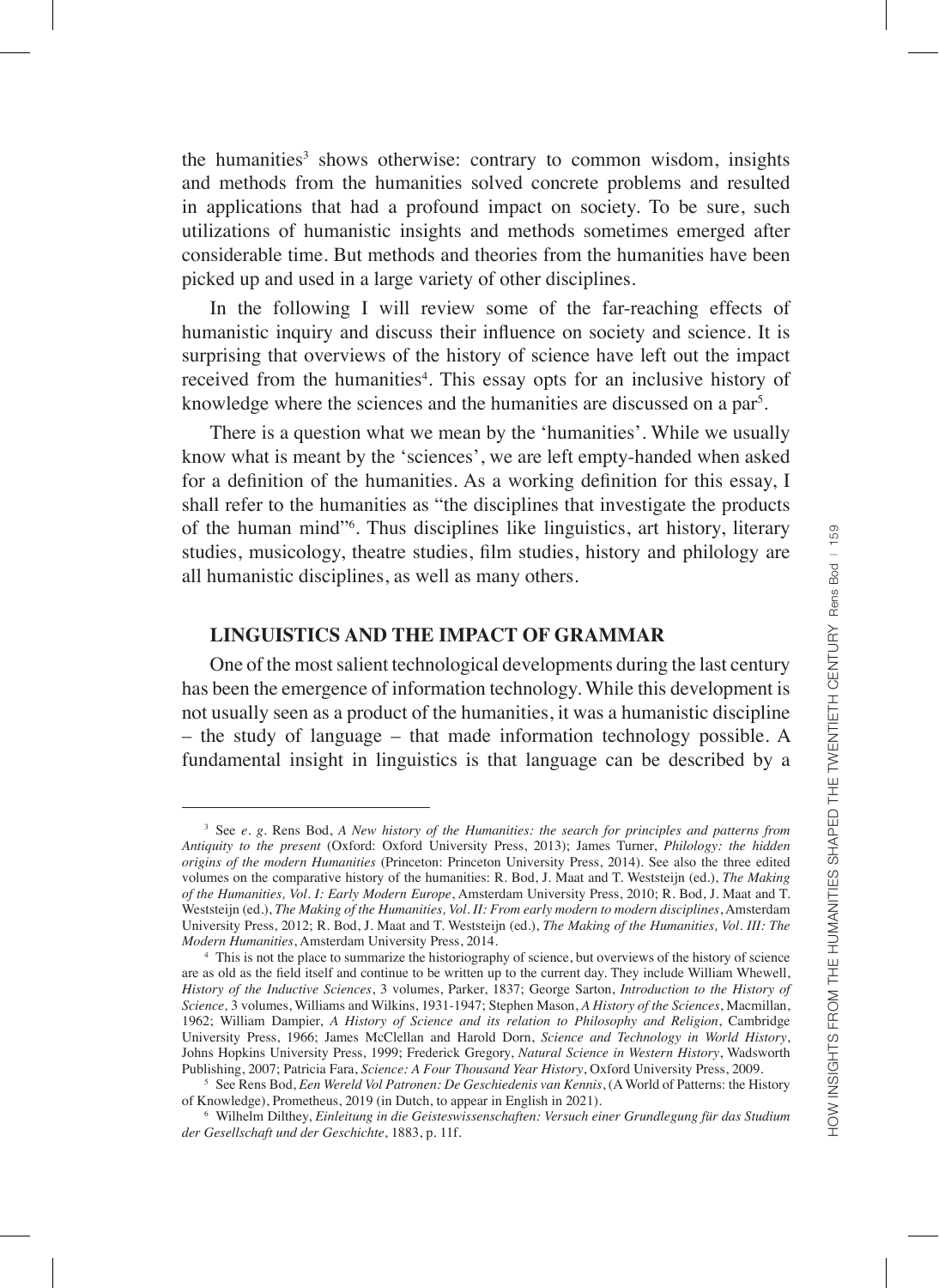the humanities[3] shows otherwise: contrary to common wisdom, insights and methods from the humanities solved concrete problems and resulted in applications that had a profound impact on society. To be sure, such utilizations of humanistic insights and methods sometimes emerged after considerable time. But methods and theories from the humanities have been picked up and used in a large variety of other disciplines.

In the following I will review some of the far-reaching effects of humanistic inquiry and discuss their influence on society and science. It is surprising that overviews of the history of science have left out the impact received from the humanities[4]. This essay opts for an inclusive history of knowledge where the sciences and the humanities are discussed on a par[5].

There is a question what we mean by the 'humanities'. While we usually know what is meant by the 'sciences', we are left empty-handed when asked for a definition of the humanities. As a working definition for this essay, I shall refer to the humanities as "the disciplines that investigate the products of the human mind"[6]. Thus disciplines like linguistics, art history, literary studies, musicology, theatre studies, film studies, history and philology are all humanistic disciplines, as well as many others.

## LINGUISTICS AND THE IMPACT OF GRAMMAR

One of the most salient technological developments during the last century has been the emergence of information technology. While this development is not usually seen as a product of the humanities, it was a humanistic discipline – the study of language – that made information technology possible. A fundamental insight in linguistics is that language can be described by a

---

[3] See *e. g.* Rens Bod, *A New history of the Humanities: the search for principles and patterns from Antiquity to the present* (Oxford: Oxford University Press, 2013); James Turner, *Philology: the hidden origins of the modern Humanities* (Princeton: Princeton University Press, 2014). See also the three edited volumes on the comparative history of the humanities: R. Bod, J. Maat and T. Weststeijn (ed.), *The Making of the Humanities, Vol. I: Early Modern Europe*, Amsterdam University Press, 2010; R. Bod, J. Maat and T. Weststeijn (ed.), *The Making of the Humanities, Vol. II: From early modern to modern disciplines*, Amsterdam University Press, 2012; R. Bod, J. Maat and T. Weststeijn (ed.), *The Making of the Humanities, Vol. III: The Modern Humanities*, Amsterdam University Press, 2014.

[4] This is not the place to summarize the historiography of science, but overviews of the history of science are as old as the field itself and continue to be written up to the current day. They include William Whewell, *History of the Inductive Sciences*, 3 volumes, Parker, 1837; George Sarton, *Introduction to the History of Science,* 3 volumes, Williams and Wilkins, 1931-1947; Stephen Mason, *A History of the Sciences*, Macmillan, 1962; William Dampier, *A History of Science and its relation to Philosophy and Religion*, Cambridge University Press, 1966; James McClellan and Harold Dorn, *Science and Technology in World History*, Johns Hopkins University Press, 1999; Frederick Gregory, *Natural Science in Western History*, Wadsworth Publishing, 2007; Patricia Fara, *Science: A Four Thousand Year History*, Oxford University Press, 2009.

[5] See Rens Bod, *Een Wereld Vol Patronen: De Geschiedenis van Kennis*, (A World of Patterns: the History of Knowledge), Prometheus, 2019 (in Dutch, to appear in English in 2021).

[6] Wilhelm Dilthey, *Einleitung in die Geisteswissenschaften: Versuch einer Grundlegung für das Studium der Gesellschaft und der Geschichte*, 1883, p. 11f.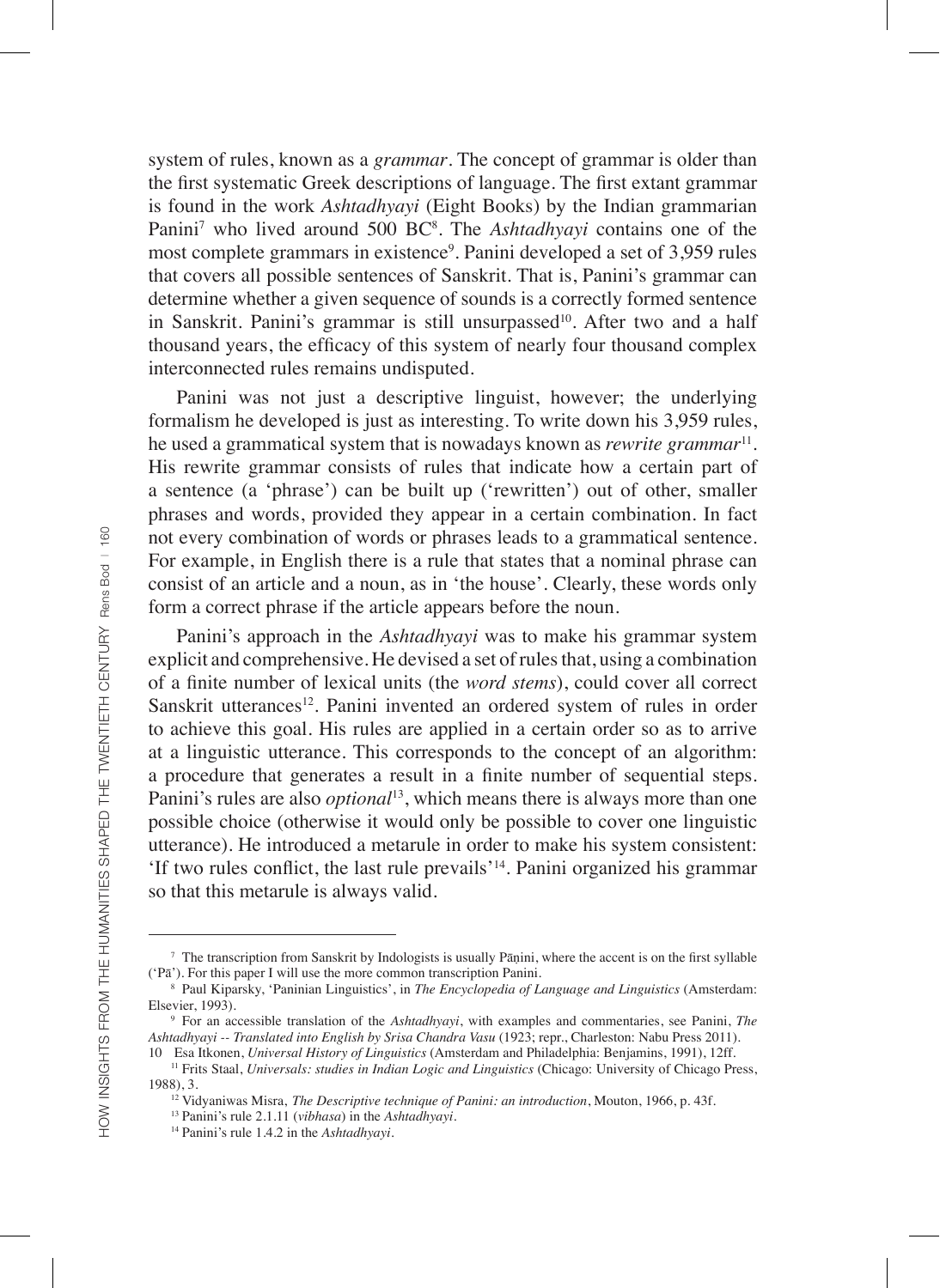system of rules, known as a *grammar*. The concept of grammar is older than the first systematic Greek descriptions of language. The first extant grammar is found in the work *Ashtadhyayi* (Eight Books) by the Indian grammarian Panini[7] who lived around 500 BC[8]. The *Ashtadhyayi* contains one of the most complete grammars in existence[9]. Panini developed a set of 3,959 rules that covers all possible sentences of Sanskrit. That is, Panini's grammar can determine whether a given sequence of sounds is a correctly formed sentence in Sanskrit. Panini's grammar is still unsurpassed[10]. After two and a half thousand years, the efficacy of this system of nearly four thousand complex interconnected rules remains undisputed.

Panini was not just a descriptive linguist, however; the underlying formalism he developed is just as interesting. To write down his 3,959 rules, he used a grammatical system that is nowadays known as *rewrite grammar*[11]. His rewrite grammar consists of rules that indicate how a certain part of a sentence (a 'phrase') can be built up ('rewritten') out of other, smaller phrases and words, provided they appear in a certain combination. In fact not every combination of words or phrases leads to a grammatical sentence. For example, in English there is a rule that states that a nominal phrase can consist of an article and a noun, as in 'the house'. Clearly, these words only form a correct phrase if the article appears before the noun.

Panini's approach in the *Ashtadhyayi* was to make his grammar system explicit and comprehensive. He devised a set of rules that, using a combination of a finite number of lexical units (the *word stems*), could cover all correct Sanskrit utterances[12]. Panini invented an ordered system of rules in order to achieve this goal. His rules are applied in a certain order so as to arrive at a linguistic utterance. This corresponds to the concept of an algorithm: a procedure that generates a result in a finite number of sequential steps. Panini's rules are also *optional*[13], which means there is always more than one possible choice (otherwise it would only be possible to cover one linguistic utterance). He introduced a metarule in order to make his system consistent: 'If two rules conflict, the last rule prevails'[14]. Panini organized his grammar so that this metarule is always valid.

---

[7] The transcription from Sanskrit by Indologists is usually Pāṇini, where the accent is on the first syllable ('Pā'). For this paper I will use the more common transcription Panini.

[8] Paul Kiparsky, 'Paninian Linguistics', in *The Encyclopedia of Language and Linguistics* (Amsterdam: Elsevier, 1993).

[9] For an accessible translation of the *Ashtadhyayi*, with examples and commentaries, see Panini, *The Ashtadhyayi -- Translated into English by Srisa Chandra Vasu* (1923; repr., Charleston: Nabu Press 2011).

[10] Esa Itkonen, *Universal History of Linguistics* (Amsterdam and Philadelphia: Benjamins, 1991), 12ff.

[11] Frits Staal, *Universals: studies in Indian Logic and Linguistics* (Chicago: University of Chicago Press, 1988), 3.

[12] Vidyaniwas Misra, *The Descriptive technique of Panini: an introduction*, Mouton, 1966, p. 43f.

[13] Panini's rule 2.1.11 (*vibhasa*) in the *Ashtadhyayi*.

[14] Panini's rule 1.4.2 in the *Ashtadhyayi*.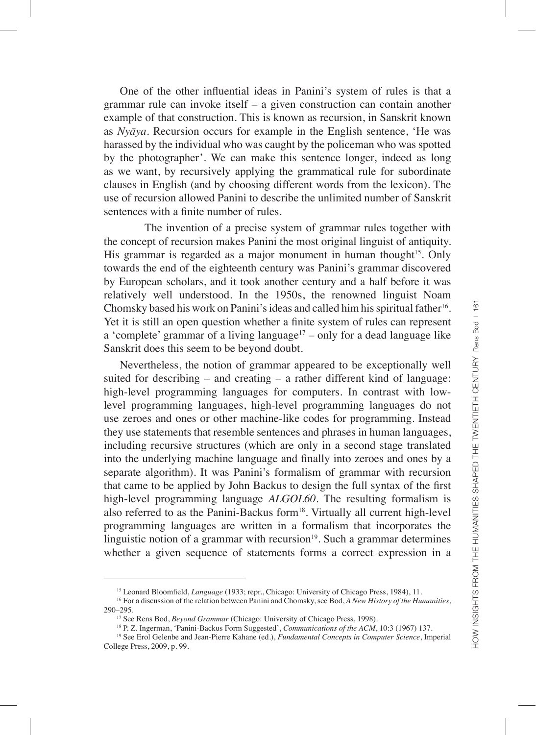One of the other influential ideas in Panini's system of rules is that a grammar rule can invoke itself – a given construction can contain another example of that construction. This is known as recursion, in Sanskrit known as *Nyāya*. Recursion occurs for example in the English sentence, 'He was harassed by the individual who was caught by the policeman who was spotted by the photographer'. We can make this sentence longer, indeed as long as we want, by recursively applying the grammatical rule for subordinate clauses in English (and by choosing different words from the lexicon). The use of recursion allowed Panini to describe the unlimited number of Sanskrit sentences with a finite number of rules.

The invention of a precise system of grammar rules together with the concept of recursion makes Panini the most original linguist of antiquity. His grammar is regarded as a major monument in human thought[15]. Only towards the end of the eighteenth century was Panini's grammar discovered by European scholars, and it took another century and a half before it was relatively well understood. In the 1950s, the renowned linguist Noam Chomsky based his work on Panini's ideas and called him his spiritual father[16]. Yet it is still an open question whether a finite system of rules can represent a 'complete' grammar of a living language[17] – only for a dead language like Sanskrit does this seem to be beyond doubt.

Nevertheless, the notion of grammar appeared to be exceptionally well suited for describing – and creating – a rather different kind of language: high-level programming languages for computers. In contrast with low-level programming languages, high-level programming languages do not use zeroes and ones or other machine-like codes for programming. Instead they use statements that resemble sentences and phrases in human languages, including recursive structures (which are only in a second stage translated into the underlying machine language and finally into zeroes and ones by a separate algorithm). It was Panini's formalism of grammar with recursion that came to be applied by John Backus to design the full syntax of the first high-level programming language *ALGOL60*. The resulting formalism is also referred to as the Panini-Backus form[18]. Virtually all current high-level programming languages are written in a formalism that incorporates the linguistic notion of a grammar with recursion[19]. Such a grammar determines whether a given sequence of statements forms a correct expression in a

---

[15] Leonard Bloomfield, *Language* (1933; repr., Chicago: University of Chicago Press, 1984), 11.

[16] For a discussion of the relation between Panini and Chomsky, see Bod, *A New History of the Humanities*, 290–295.

[17] See Rens Bod, *Beyond Grammar* (Chicago: University of Chicago Press, 1998).

[18] P. Z. Ingerman, 'Panini-Backus Form Suggested', *Communications of the ACM*, 10:3 (1967) 137.

[19] See Erol Gelenbe and Jean-Pierre Kahane (ed.), *Fundamental Concepts in Computer Science*, Imperial College Press, 2009, p. 99.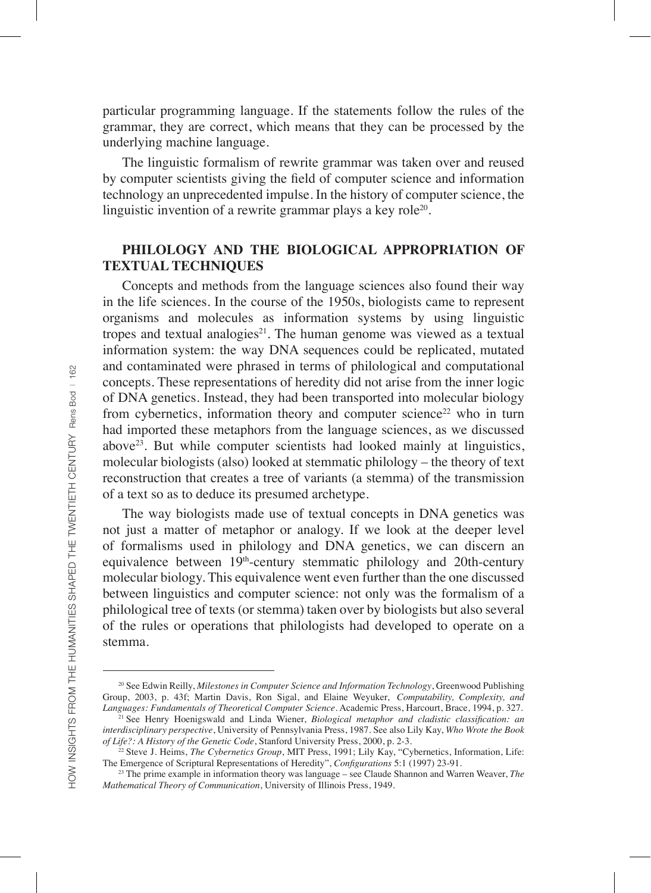particular programming language. If the statements follow the rules of the grammar, they are correct, which means that they can be processed by the underlying machine language.

The linguistic formalism of rewrite grammar was taken over and reused by computer scientists giving the field of computer science and information technology an unprecedented impulse. In the history of computer science, the linguistic invention of a rewrite grammar plays a key role[20].

## PHILOLOGY AND THE BIOLOGICAL APPROPRIATION OF TEXTUAL TECHNIQUES

Concepts and methods from the language sciences also found their way in the life sciences. In the course of the 1950s, biologists came to represent organisms and molecules as information systems by using linguistic tropes and textual analogies[21]. The human genome was viewed as a textual information system: the way DNA sequences could be replicated, mutated and contaminated were phrased in terms of philological and computational concepts. These representations of heredity did not arise from the inner logic of DNA genetics. Instead, they had been transported into molecular biology from cybernetics, information theory and computer science[22] who in turn had imported these metaphors from the language sciences, as we discussed above[23]. But while computer scientists had looked mainly at linguistics, molecular biologists (also) looked at stemmatic philology – the theory of text reconstruction that creates a tree of variants (a stemma) of the transmission of a text so as to deduce its presumed archetype.

The way biologists made use of textual concepts in DNA genetics was not just a matter of metaphor or analogy. If we look at the deeper level of formalisms used in philology and DNA genetics, we can discern an equivalence between 19th-century stemmatic philology and 20th-century molecular biology. This equivalence went even further than the one discussed between linguistics and computer science: not only was the formalism of a philological tree of texts (or stemma) taken over by biologists but also several of the rules or operations that philologists had developed to operate on a stemma.

---

[20] See Edwin Reilly, *Milestones in Computer Science and Information Technology*, Greenwood Publishing Group, 2003, p. 43f; Martin Davis, Ron Sigal, and Elaine Weyuker, *Computability, Complexity, and Languages: Fundamentals of Theoretical Computer Science*. Academic Press, Harcourt, Brace, 1994, p. 327.

[21] See Henry Hoenigswald and Linda Wiener, *Biological metaphor and cladistic classification: an interdisciplinary perspective*, University of Pennsylvania Press, 1987. See also Lily Kay, *Who Wrote the Book of Life?: A History of the Genetic Code*, Stanford University Press, 2000, p. 2-3.

[22] Steve J. Heims, *The Cybernetics Group*, MIT Press, 1991; Lily Kay, "Cybernetics, Information, Life: The Emergence of Scriptural Representations of Heredity", *Configurations* 5:1 (1997) 23-91.

[23] The prime example in information theory was language – see Claude Shannon and Warren Weaver, *The Mathematical Theory of Communication*, University of Illinois Press, 1949.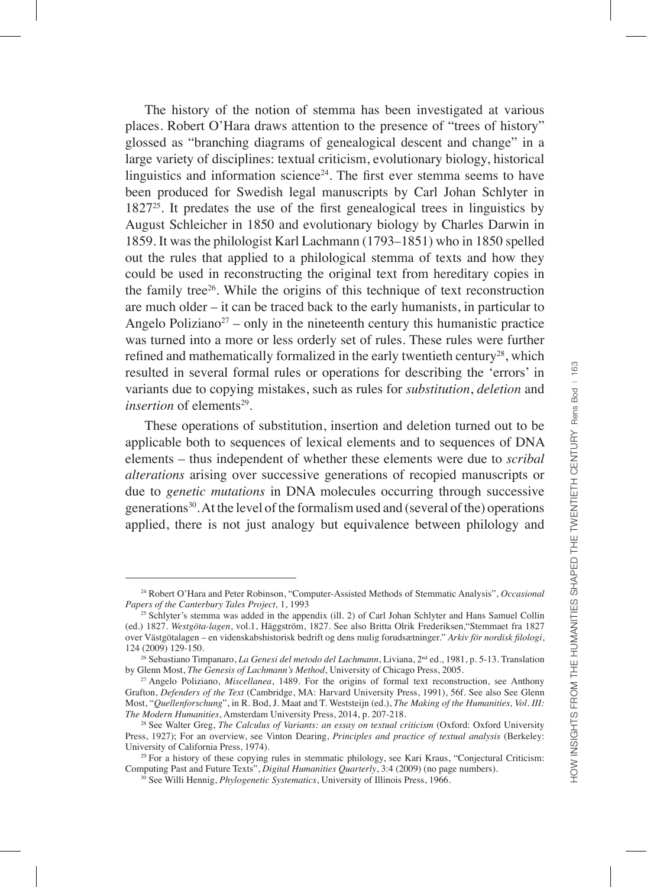The history of the notion of stemma has been investigated at various places. Robert O'Hara draws attention to the presence of "trees of history" glossed as "branching diagrams of genealogical descent and change" in a large variety of disciplines: textual criticism, evolutionary biology, historical linguistics and information science[24]. The first ever stemma seems to have been produced for Swedish legal manuscripts by Carl Johan Schlyter in 1827[25]. It predates the use of the first genealogical trees in linguistics by August Schleicher in 1850 and evolutionary biology by Charles Darwin in 1859. It was the philologist Karl Lachmann (1793–1851) who in 1850 spelled out the rules that applied to a philological stemma of texts and how they could be used in reconstructing the original text from hereditary copies in the family tree[26]. While the origins of this technique of text reconstruction are much older – it can be traced back to the early humanists, in particular to Angelo Poliziano[27] – only in the nineteenth century this humanistic practice was turned into a more or less orderly set of rules. These rules were further refined and mathematically formalized in the early twentieth century[28], which resulted in several formal rules or operations for describing the 'errors' in variants due to copying mistakes, such as rules for *substitution*, *deletion* and *insertion* of elements[29].

These operations of substitution, insertion and deletion turned out to be applicable both to sequences of lexical elements and to sequences of DNA elements – thus independent of whether these elements were due to *scribal alterations* arising over successive generations of recopied manuscripts or due to *genetic mutations* in DNA molecules occurring through successive generations[30]. At the level of the formalism used and (several of the) operations applied, there is not just analogy but equivalence between philology and

---

[24] Robert O'Hara and Peter Robinson, "Computer-Assisted Methods of Stemmatic Analysis", *Occasional Papers of the Canterbury Tales Project,* 1, 1993

[25] Schlyter's stemma was added in the appendix (ill. 2) of Carl Johan Schlyter and Hans Samuel Collin (ed.) 1827. *Westgöta-lagen*, vol.1, Häggström, 1827. See also Britta Olrik Frederiksen,"Stemmaet fra 1827 over Västgötalagen – en videnskabshistorisk bedrift og dens mulig forudsætninger." *Arkiv för nordisk filologi*, 124 (2009) 129-150.

[26] Sebastiano Timpanaro, *La Genesi del metodo del Lachmann*, Liviana, 2nd ed., 1981, p. 5-13. Translation by Glenn Most, *The Genesis of Lachmann's Method*, University of Chicago Press, 2005.

[27] Angelo Poliziano, *Miscellanea*, 1489. For the origins of formal text reconstruction, see Anthony Grafton, *Defenders of the Text* (Cambridge, MA: Harvard University Press, 1991), 56f. See also See Glenn Most, "*Quellenforschung*", in R. Bod, J. Maat and T. Weststeijn (ed.), *The Making of the Humanities, Vol. III: The Modern Humanities*, Amsterdam University Press, 2014, p. 207-218.

[28] See Walter Greg, *The Calculus of Variants: an essay on textual criticism* (Oxford: Oxford University Press, 1927); For an overview, see Vinton Dearing, *Principles and practice of textual analysis* (Berkeley: University of California Press, 1974).

[29] For a history of these copying rules in stemmatic philology, see Kari Kraus, "Conjectural Criticism: Computing Past and Future Texts", *Digital Humanities Quarterly*, 3:4 (2009) (no page numbers).

[30] See Willi Hennig, *Phylogenetic Systematics*, University of Illinois Press, 1966.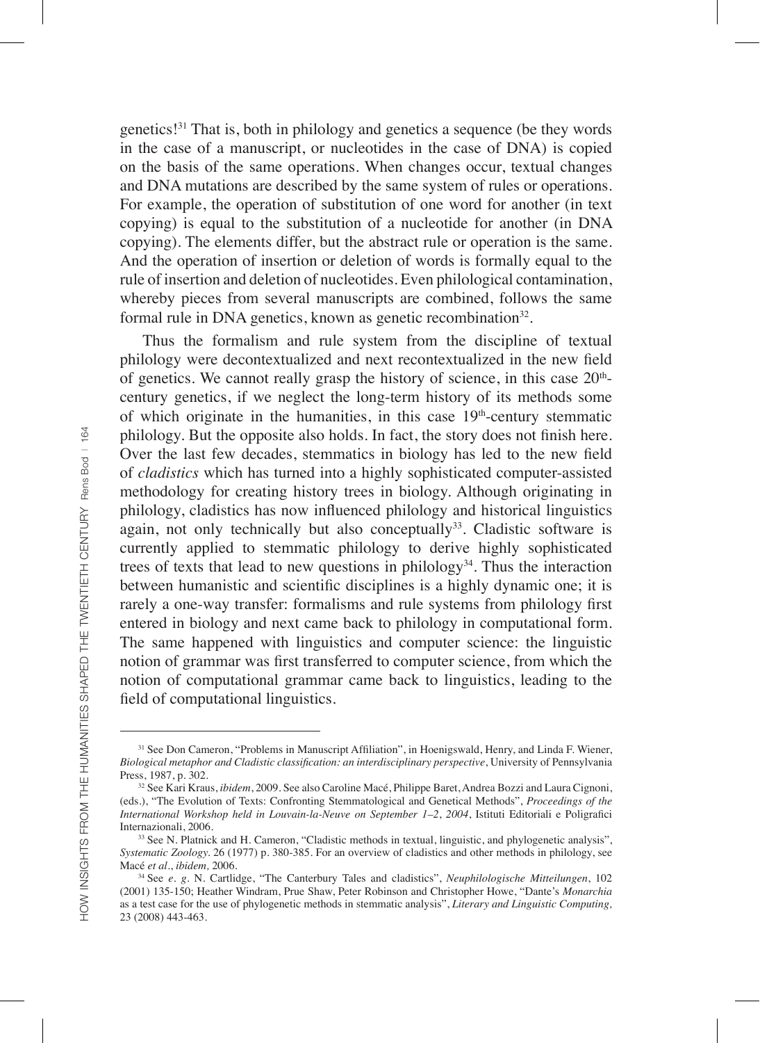genetics![31] That is, both in philology and genetics a sequence (be they words in the case of a manuscript, or nucleotides in the case of DNA) is copied on the basis of the same operations. When changes occur, textual changes and DNA mutations are described by the same system of rules or operations. For example, the operation of substitution of one word for another (in text copying) is equal to the substitution of a nucleotide for another (in DNA copying). The elements differ, but the abstract rule or operation is the same. And the operation of insertion or deletion of words is formally equal to the rule of insertion and deletion of nucleotides. Even philological contamination, whereby pieces from several manuscripts are combined, follows the same formal rule in DNA genetics, known as genetic recombination[32].

Thus the formalism and rule system from the discipline of textual philology were decontextualized and next recontextualized in the new field of genetics. We cannot really grasp the history of science, in this case 20th-century genetics, if we neglect the long-term history of its methods some of which originate in the humanities, in this case 19th-century stemmatic philology. But the opposite also holds. In fact, the story does not finish here. Over the last few decades, stemmatics in biology has led to the new field of *cladistics* which has turned into a highly sophisticated computer-assisted methodology for creating history trees in biology. Although originating in philology, cladistics has now influenced philology and historical linguistics again, not only technically but also conceptually[33]. Cladistic software is currently applied to stemmatic philology to derive highly sophisticated trees of texts that lead to new questions in philology[34]. Thus the interaction between humanistic and scientific disciplines is a highly dynamic one; it is rarely a one-way transfer: formalisms and rule systems from philology first entered in biology and next came back to philology in computational form. The same happened with linguistics and computer science: the linguistic notion of grammar was first transferred to computer science, from which the notion of computational grammar came back to linguistics, leading to the field of computational linguistics.

---

[31] See Don Cameron, "Problems in Manuscript Affiliation", in Hoenigswald, Henry, and Linda F. Wiener, *Biological metaphor and Cladistic classification: an interdisciplinary perspective*, University of Pennsylvania Press, 1987, p. 302.

[32] See Kari Kraus, *ibidem*, 2009. See also Caroline Macé, Philippe Baret, Andrea Bozzi and Laura Cignoni, (eds.), "The Evolution of Texts: Confronting Stemmatological and Genetical Methods", *Proceedings of the International Workshop held in Louvain-la-Neuve on September 1–2, 2004*, Istituti Editoriali e Poligrafici Internazionali, 2006.

[33] See N. Platnick and H. Cameron, "Cladistic methods in textual, linguistic, and phylogenetic analysis", *Systematic Zoology*. 26 (1977) p. 380-385. For an overview of cladistics and other methods in philology, see Macé *et al.*, *ibidem,* 2006.

[34] See *e. g.* N. Cartlidge, "The Canterbury Tales and cladistics", *Neuphilologische Mitteilungen*, 102 (2001) 135-150; Heather Windram, Prue Shaw, Peter Robinson and Christopher Howe, "Dante's *Monarchia* as a test case for the use of phylogenetic methods in stemmatic analysis", *Literary and Linguistic Computing,* 23 (2008) 443-463.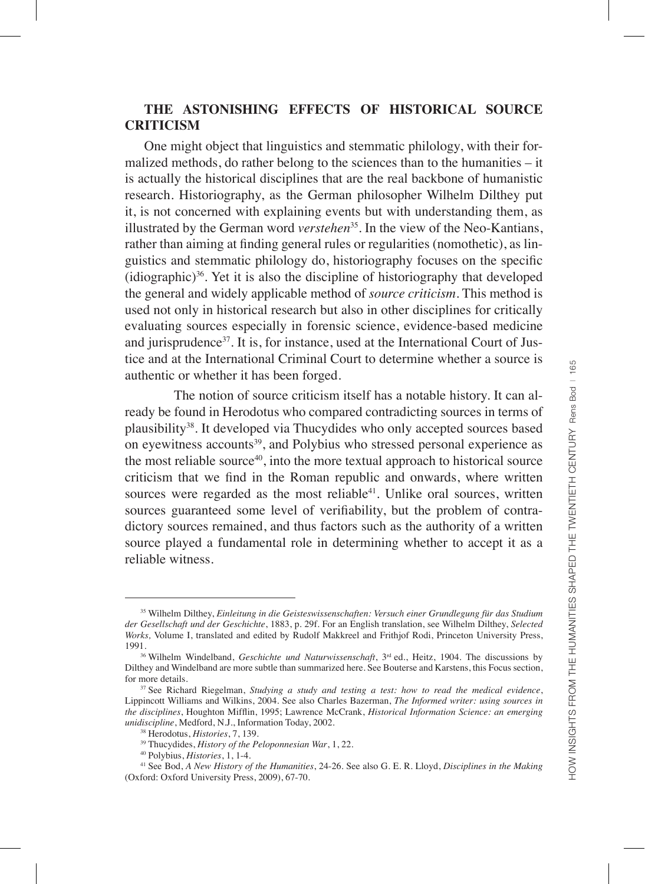## THE ASTONISHING EFFECTS OF HISTORICAL SOURCE CRITICISM

One might object that linguistics and stemmatic philology, with their formalized methods, do rather belong to the sciences than to the humanities – it is actually the historical disciplines that are the real backbone of humanistic research. Historiography, as the German philosopher Wilhelm Dilthey put it, is not concerned with explaining events but with understanding them, as illustrated by the German word *verstehen*[35]. In the view of the Neo-Kantians, rather than aiming at finding general rules or regularities (nomothetic), as linguistics and stemmatic philology do, historiography focuses on the specific (idiographic)[36]. Yet it is also the discipline of historiography that developed the general and widely applicable method of *source criticism*. This method is used not only in historical research but also in other disciplines for critically evaluating sources especially in forensic science, evidence-based medicine and jurisprudence[37]. It is, for instance, used at the International Court of Justice and at the International Criminal Court to determine whether a source is authentic or whether it has been forged.

The notion of source criticism itself has a notable history. It can already be found in Herodotus who compared contradicting sources in terms of plausibility[38]. It developed via Thucydides who only accepted sources based on eyewitness accounts[39], and Polybius who stressed personal experience as the most reliable source[40], into the more textual approach to historical source criticism that we find in the Roman republic and onwards, where written sources were regarded as the most reliable[41]. Unlike oral sources, written sources guaranteed some level of verifiability, but the problem of contradictory sources remained, and thus factors such as the authority of a written source played a fundamental role in determining whether to accept it as a reliable witness.

---

[35] Wilhelm Dilthey, *Einleitung in die Geisteswissenschaften: Versuch einer Grundlegung für das Studium der Gesellschaft und der Geschichte*, 1883, p. 29f. For an English translation, see Wilhelm Dilthey, *Selected Works,* Volume I, translated and edited by Rudolf Makkreel and Frithjof Rodi, Princeton University Press, 1991.

[36] Wilhelm Windelband, *Geschichte und Naturwissenschaft*, 3rd ed., Heitz, 1904. The discussions by Dilthey and Windelband are more subtle than summarized here. See Bouterse and Karstens, this Focus section, for more details.

[37] See Richard Riegelman, *Studying a study and testing a test: how to read the medical evidence*, Lippincott Williams and Wilkins, 2004. See also Charles Bazerman, *The Informed writer: using sources in the disciplines*, Houghton Mifflin, 1995; Lawrence McCrank, *Historical Information Science: an emerging unidiscipline*, Medford, N.J., Information Today, 2002.

[38] Herodotus, *Histories*, 7, 139.

[39] Thucydides, *History of the Peloponnesian War*, 1, 22.

[40] Polybius, *Histories*, 1, 1-4.

[41] See Bod, *A New History of the Humanities*, 24-26. See also G. E. R. Lloyd, *Disciplines in the Making* (Oxford: Oxford University Press, 2009), 67-70.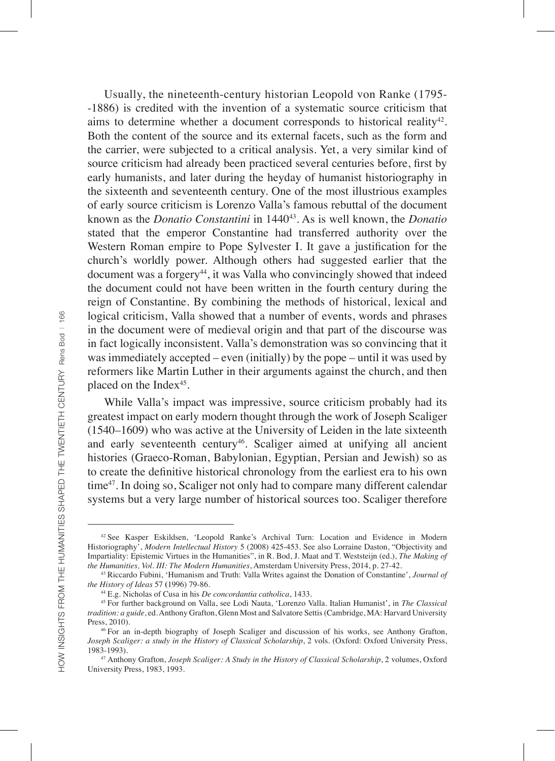Usually, the nineteenth-century historian Leopold von Ranke (1795--1886) is credited with the invention of a systematic source criticism that aims to determine whether a document corresponds to historical reality[42]. Both the content of the source and its external facets, such as the form and the carrier, were subjected to a critical analysis. Yet, a very similar kind of source criticism had already been practiced several centuries before, first by early humanists, and later during the heyday of humanist historiography in the sixteenth and seventeenth century. One of the most illustrious examples of early source criticism is Lorenzo Valla's famous rebuttal of the document known as the *Donatio Constantini* in 1440[43]. As is well known, the *Donatio* stated that the emperor Constantine had transferred authority over the Western Roman empire to Pope Sylvester I. It gave a justification for the church's worldly power. Although others had suggested earlier that the document was a forgery[44], it was Valla who convincingly showed that indeed the document could not have been written in the fourth century during the reign of Constantine. By combining the methods of historical, lexical and logical criticism, Valla showed that a number of events, words and phrases in the document were of medieval origin and that part of the discourse was in fact logically inconsistent. Valla's demonstration was so convincing that it was immediately accepted – even (initially) by the pope – until it was used by reformers like Martin Luther in their arguments against the church, and then placed on the Index[45].

While Valla's impact was impressive, source criticism probably had its greatest impact on early modern thought through the work of Joseph Scaliger (1540–1609) who was active at the University of Leiden in the late sixteenth and early seventeenth century[46]. Scaliger aimed at unifying all ancient histories (Graeco-Roman, Babylonian, Egyptian, Persian and Jewish) so as to create the definitive historical chronology from the earliest era to his own time[47]. In doing so, Scaliger not only had to compare many different calendar systems but a very large number of historical sources too. Scaliger therefore

---

[42] See Kasper Eskildsen, 'Leopold Ranke's Archival Turn: Location and Evidence in Modern Historiography', *Modern Intellectual History* 5 (2008) 425-453. See also Lorraine Daston, "Objectivity and Impartiality: Epistemic Virtues in the Humanities", in R. Bod, J. Maat and T. Weststeijn (ed.), *The Making of the Humanities, Vol. III: The Modern Humanities*, Amsterdam University Press, 2014, p. 27-42.

[43] Riccardo Fubini, 'Humanism and Truth: Valla Writes against the Donation of Constantine', *Journal of the History of Ideas* 57 (1996) 79-86.

[44] E.g. Nicholas of Cusa in his *De concordantia catholica*, 1433.

[45] For further background on Valla, see Lodi Nauta, 'Lorenzo Valla. Italian Humanist', in *The Classical tradition: a guide*, ed. Anthony Grafton, Glenn Most and Salvatore Settis (Cambridge, MA: Harvard University Press, 2010).

[46] For an in-depth biography of Joseph Scaliger and discussion of his works, see Anthony Grafton, *Joseph Scaliger: a study in the History of Classical Scholarship*, 2 vols. (Oxford: Oxford University Press, 1983-1993).

[47] Anthony Grafton, *Joseph Scaliger: A Study in the History of Classical Scholarship*, 2 volumes, Oxford University Press, 1983, 1993.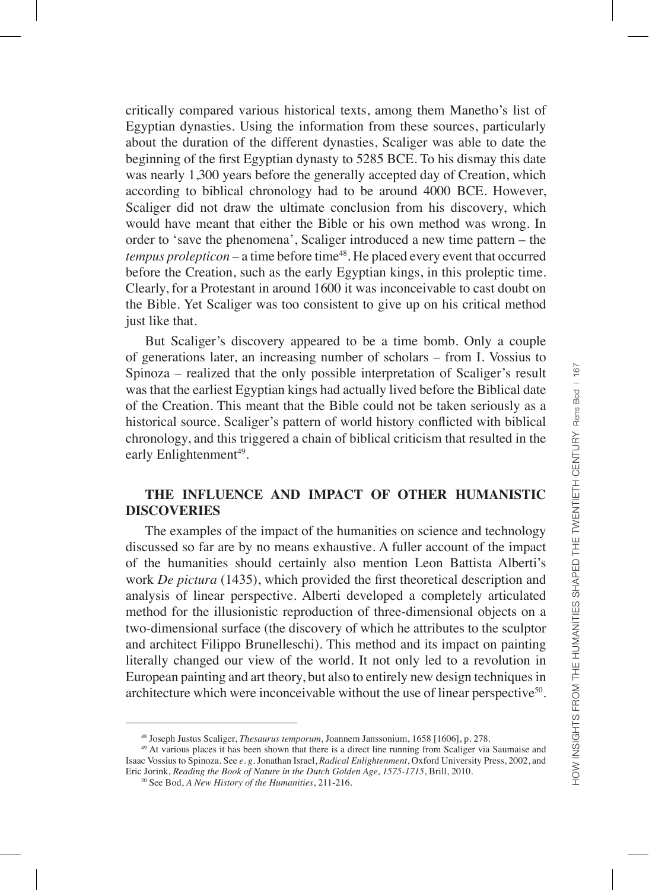critically compared various historical texts, among them Manetho's list of Egyptian dynasties. Using the information from these sources, particularly about the duration of the different dynasties, Scaliger was able to date the beginning of the first Egyptian dynasty to 5285 BCE. To his dismay this date was nearly 1,300 years before the generally accepted day of Creation, which according to biblical chronology had to be around 4000 BCE. However, Scaliger did not draw the ultimate conclusion from his discovery, which would have meant that either the Bible or his own method was wrong. In order to 'save the phenomena', Scaliger introduced a new time pattern – the *tempus prolepticon* – a time before time[48]. He placed every event that occurred before the Creation, such as the early Egyptian kings, in this proleptic time. Clearly, for a Protestant in around 1600 it was inconceivable to cast doubt on the Bible. Yet Scaliger was too consistent to give up on his critical method just like that.

But Scaliger's discovery appeared to be a time bomb. Only a couple of generations later, an increasing number of scholars – from I. Vossius to Spinoza – realized that the only possible interpretation of Scaliger's result was that the earliest Egyptian kings had actually lived before the Biblical date of the Creation. This meant that the Bible could not be taken seriously as a historical source. Scaliger's pattern of world history conflicted with biblical chronology, and this triggered a chain of biblical criticism that resulted in the early Enlightenment[49].

## THE INFLUENCE AND IMPACT OF OTHER HUMANISTIC DISCOVERIES

The examples of the impact of the humanities on science and technology discussed so far are by no means exhaustive. A fuller account of the impact of the humanities should certainly also mention Leon Battista Alberti's work *De pictura* (1435), which provided the first theoretical description and analysis of linear perspective. Alberti developed a completely articulated method for the illusionistic reproduction of three-dimensional objects on a two-dimensional surface (the discovery of which he attributes to the sculptor and architect Filippo Brunelleschi). This method and its impact on painting literally changed our view of the world. It not only led to a revolution in European painting and art theory, but also to entirely new design techniques in architecture which were inconceivable without the use of linear perspective[50].

---

[48] Joseph Justus Scaliger, *Thesaurus temporum*, Joannem Janssonium, 1658 [1606], p. 278.

[49] At various places it has been shown that there is a direct line running from Scaliger via Saumaise and Isaac Vossius to Spinoza. See *e. g.* Jonathan Israel, *Radical Enlightenment*, Oxford University Press, 2002, and Eric Jorink, *Reading the Book of Nature in the Dutch Golden Age, 1575-1715*, Brill, 2010.

[50] See Bod, *A New History of the Humanities*, 211-216.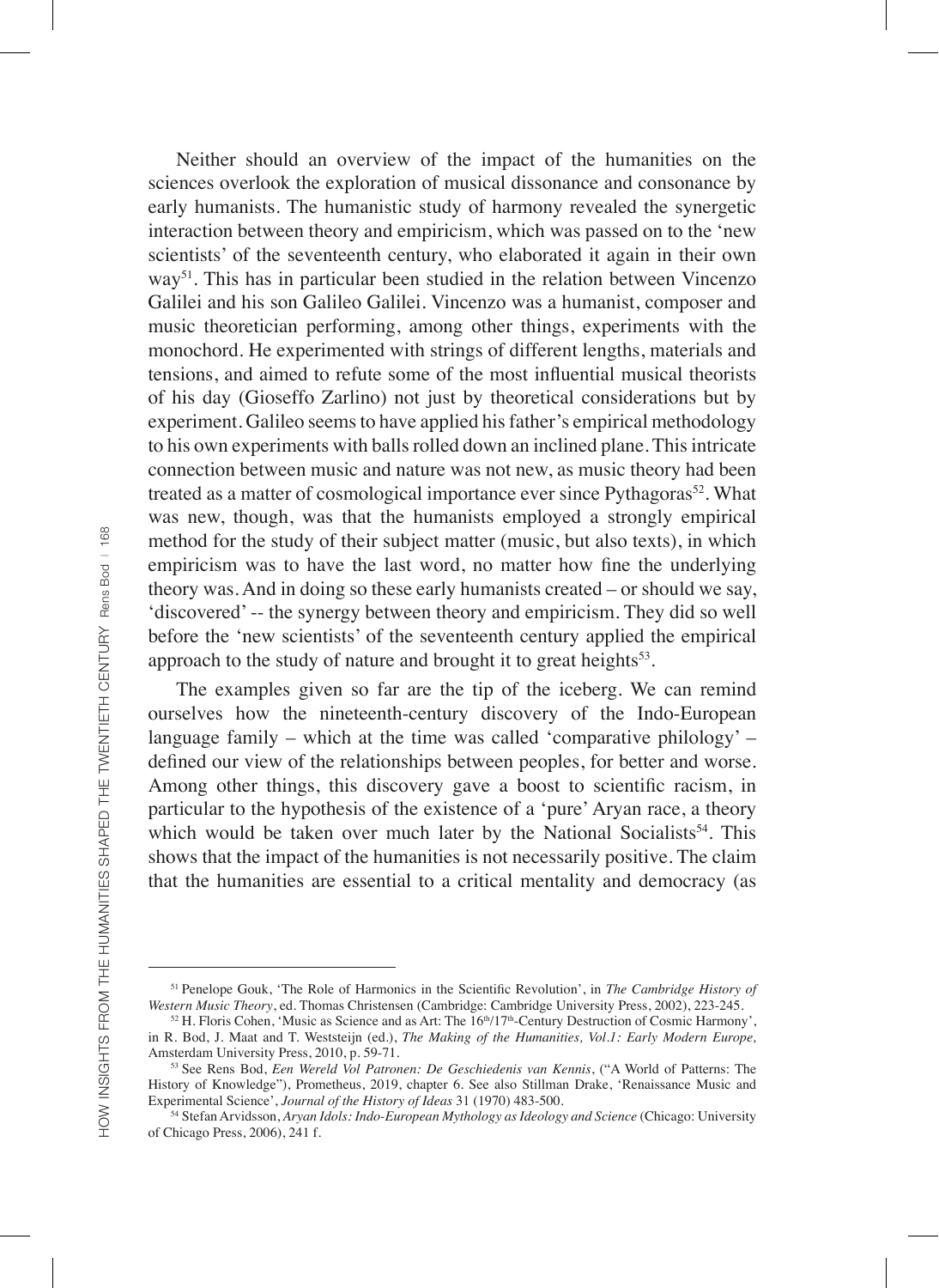Neither should an overview of the impact of the humanities on the sciences overlook the exploration of musical dissonance and consonance by early humanists. The humanistic study of harmony revealed the synergetic interaction between theory and empiricism, which was passed on to the 'new scientists' of the seventeenth century, who elaborated it again in their own way[51]. This has in particular been studied in the relation between Vincenzo Galilei and his son Galileo Galilei. Vincenzo was a humanist, composer and music theoretician performing, among other things, experiments with the monochord. He experimented with strings of different lengths, materials and tensions, and aimed to refute some of the most influential musical theorists of his day (Gioseffo Zarlino) not just by theoretical considerations but by experiment. Galileo seems to have applied his father's empirical methodology to his own experiments with balls rolled down an inclined plane. This intricate connection between music and nature was not new, as music theory had been treated as a matter of cosmological importance ever since Pythagoras[52]. What was new, though, was that the humanists employed a strongly empirical method for the study of their subject matter (music, but also texts), in which empiricism was to have the last word, no matter how fine the underlying theory was. And in doing so these early humanists created – or should we say, 'discovered' -- the synergy between theory and empiricism. They did so well before the 'new scientists' of the seventeenth century applied the empirical approach to the study of nature and brought it to great heights[53].

The examples given so far are the tip of the iceberg. We can remind ourselves how the nineteenth-century discovery of the Indo-European language family – which at the time was called 'comparative philology' – defined our view of the relationships between peoples, for better and worse. Among other things, this discovery gave a boost to scientific racism, in particular to the hypothesis of the existence of a 'pure' Aryan race, a theory which would be taken over much later by the National Socialists[54]. This shows that the impact of the humanities is not necessarily positive. The claim that the humanities are essential to a critical mentality and democracy (as

---

[51] Penelope Gouk, 'The Role of Harmonics in the Scientific Revolution', in *The Cambridge History of Western Music Theory*, ed. Thomas Christensen (Cambridge: Cambridge University Press, 2002), 223-245.

[52] H. Floris Cohen, 'Music as Science and as Art: The 16th/17th-Century Destruction of Cosmic Harmony', in R. Bod, J. Maat and T. Weststeijn (ed.), *The Making of the Humanities, Vol.1: Early Modern Europe,* Amsterdam University Press, 2010, p. 59-71.

[53] See Rens Bod, *Een Wereld Vol Patronen: De Geschiedenis van Kennis*, ("A World of Patterns: The History of Knowledge"), Prometheus, 2019, chapter 6. See also Stillman Drake, 'Renaissance Music and Experimental Science', *Journal of the History of Ideas* 31 (1970) 483-500.

[54] Stefan Arvidsson, *Aryan Idols: Indo-European Mythology as Ideology and Science* (Chicago: University of Chicago Press, 2006), 241 f.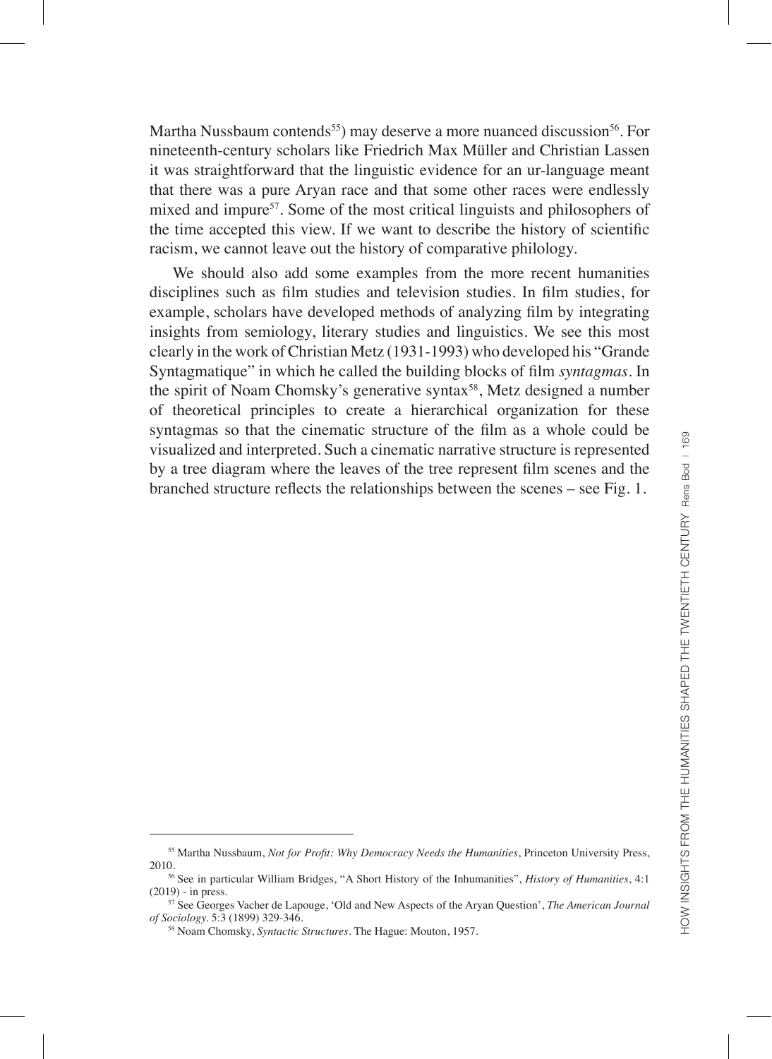Martha Nussbaum contends[55]) may deserve a more nuanced discussion[56]. For nineteenth-century scholars like Friedrich Max Müller and Christian Lassen it was straightforward that the linguistic evidence for an ur-language meant that there was a pure Aryan race and that some other races were endlessly mixed and impure[57]. Some of the most critical linguists and philosophers of the time accepted this view. If we want to describe the history of scientific racism, we cannot leave out the history of comparative philology.

We should also add some examples from the more recent humanities disciplines such as film studies and television studies. In film studies, for example, scholars have developed methods of analyzing film by integrating insights from semiology, literary studies and linguistics. We see this most clearly in the work of Christian Metz (1931-1993) who developed his "Grande Syntagmatique" in which he called the building blocks of film *syntagmas*. In the spirit of Noam Chomsky's generative syntax[58], Metz designed a number of theoretical principles to create a hierarchical organization for these syntagmas so that the cinematic structure of the film as a whole could be visualized and interpreted. Such a cinematic narrative structure is represented by a tree diagram where the leaves of the tree represent film scenes and the branched structure reflects the relationships between the scenes – see Fig. 1.

---

[55] Martha Nussbaum, *Not for Profit: Why Democracy Needs the Humanities*, Princeton University Press, 2010.

[56] See in particular William Bridges, "A Short History of the Inhumanities", *History of Humanities*, 4:1 (2019) - in press.

[57] See Georges Vacher de Lapouge, 'Old and New Aspects of the Aryan Question', *The American Journal of Sociology*. 5:3 (1899) 329-346.

[58] Noam Chomsky, *Syntactic Structures*. The Hague: Mouton, 1957.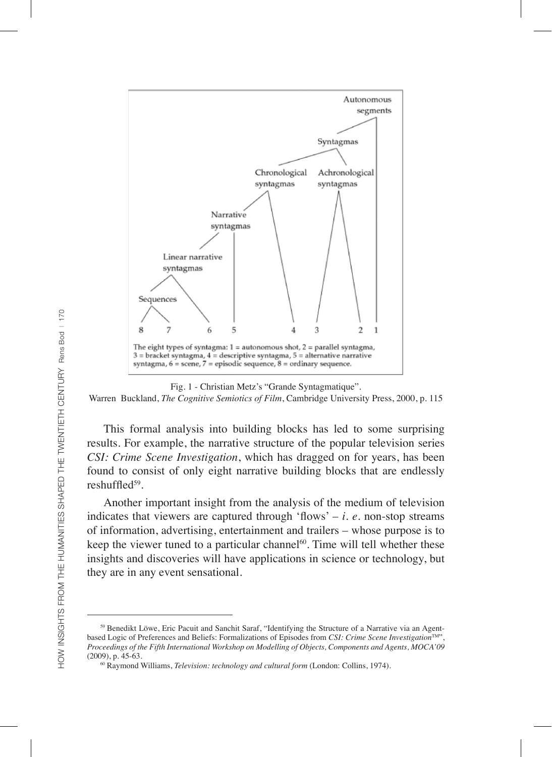Autonomous segments

Syntagmas

Chronological syntagmas

Achronological syntagmas

Narrative syntagmas

Linear narrative syntagmas

Sequences

8 7 6 5 4 3 2 1

The eight types of syntagma: 1 = autonomous shot, 2 = parallel syntagma, 3 = bracket syntagma, 4 = descriptive syntagma, 5 = alternative narrative syntagma, 6 = scene, 7 = episodic sequence, 8 = ordinary sequence.

Fig. 1 - Christian Metz's "Grande Syntagmatique".
Warren Buckland, *The Cognitive Semiotics of Film*, Cambridge University Press, 2000, p. 115

This formal analysis into building blocks has led to some surprising results. For example, the narrative structure of the popular television series *CSI: Crime Scene Investigation*, which has dragged on for years, has been found to consist of only eight narrative building blocks that are endlessly reshuffled[59].

Another important insight from the analysis of the medium of television indicates that viewers are captured through 'flows' – *i. e.* non-stop streams of information, advertising, entertainment and trailers – whose purpose is to keep the viewer tuned to a particular channel[60]. Time will tell whether these insights and discoveries will have applications in science or technology, but they are in any event sensational.

---

[59] Benedikt Löwe, Eric Pacuit and Sanchit Saraf, "Identifying the Structure of a Narrative via an Agent-based Logic of Preferences and Beliefs: Formalizations of Episodes from *CSI: Crime Scene Investigation*™", *Proceedings of the Fifth International Workshop on Modelling of Objects, Components and Agents, MOCA'09* (2009), p. 45-63.

[60] Raymond Williams, *Television: technology and cultural form* (London: Collins, 1974).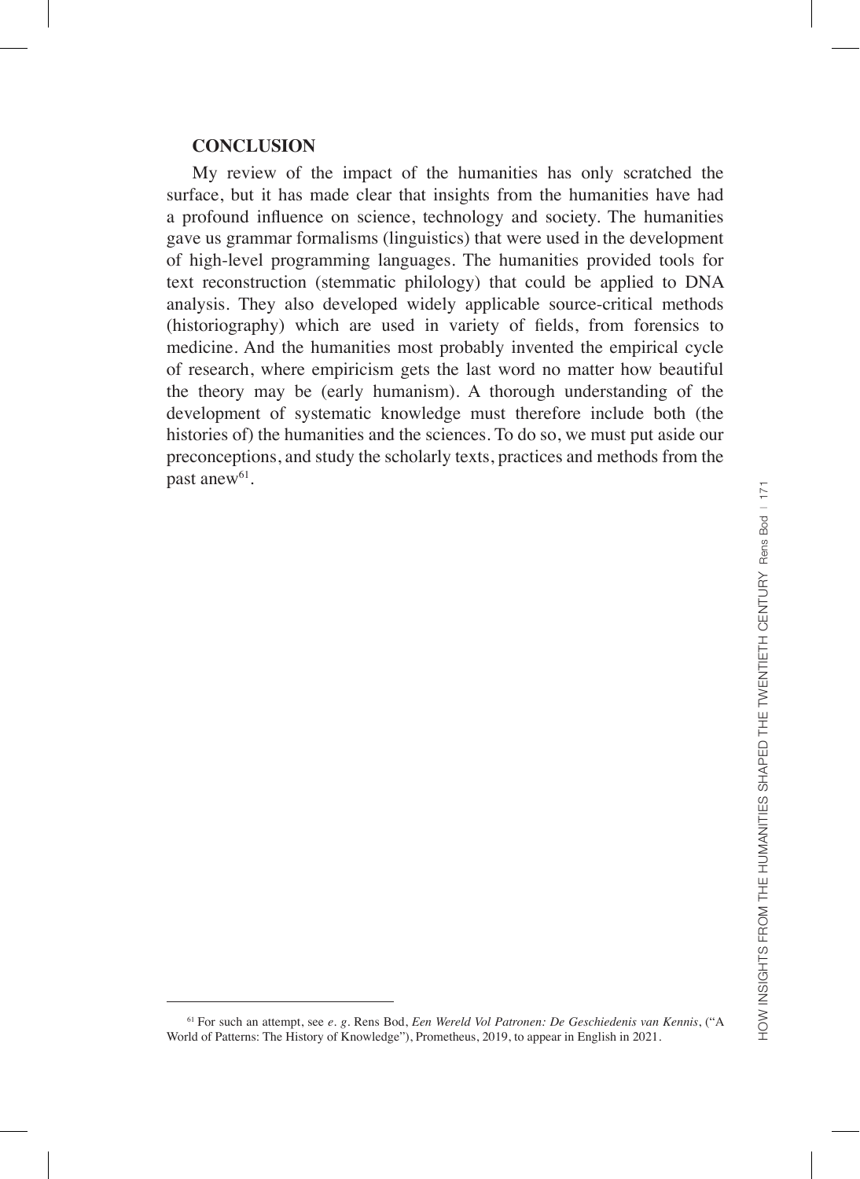## CONCLUSION

My review of the impact of the humanities has only scratched the surface, but it has made clear that insights from the humanities have had a profound influence on science, technology and society. The humanities gave us grammar formalisms (linguistics) that were used in the development of high-level programming languages. The humanities provided tools for text reconstruction (stemmatic philology) that could be applied to DNA analysis. They also developed widely applicable source-critical methods (historiography) which are used in variety of fields, from forensics to medicine. And the humanities most probably invented the empirical cycle of research, where empiricism gets the last word no matter how beautiful the theory may be (early humanism). A thorough understanding of the development of systematic knowledge must therefore include both (the histories of) the humanities and the sciences. To do so, we must put aside our preconceptions, and study the scholarly texts, practices and methods from the past anew[61].

[61] For such an attempt, see *e. g.* Rens Bod, *Een Wereld Vol Patronen: De Geschiedenis van Kennis*, ("A World of Patterns: The History of Knowledge"), Prometheus, 2019, to appear in English in 2021.